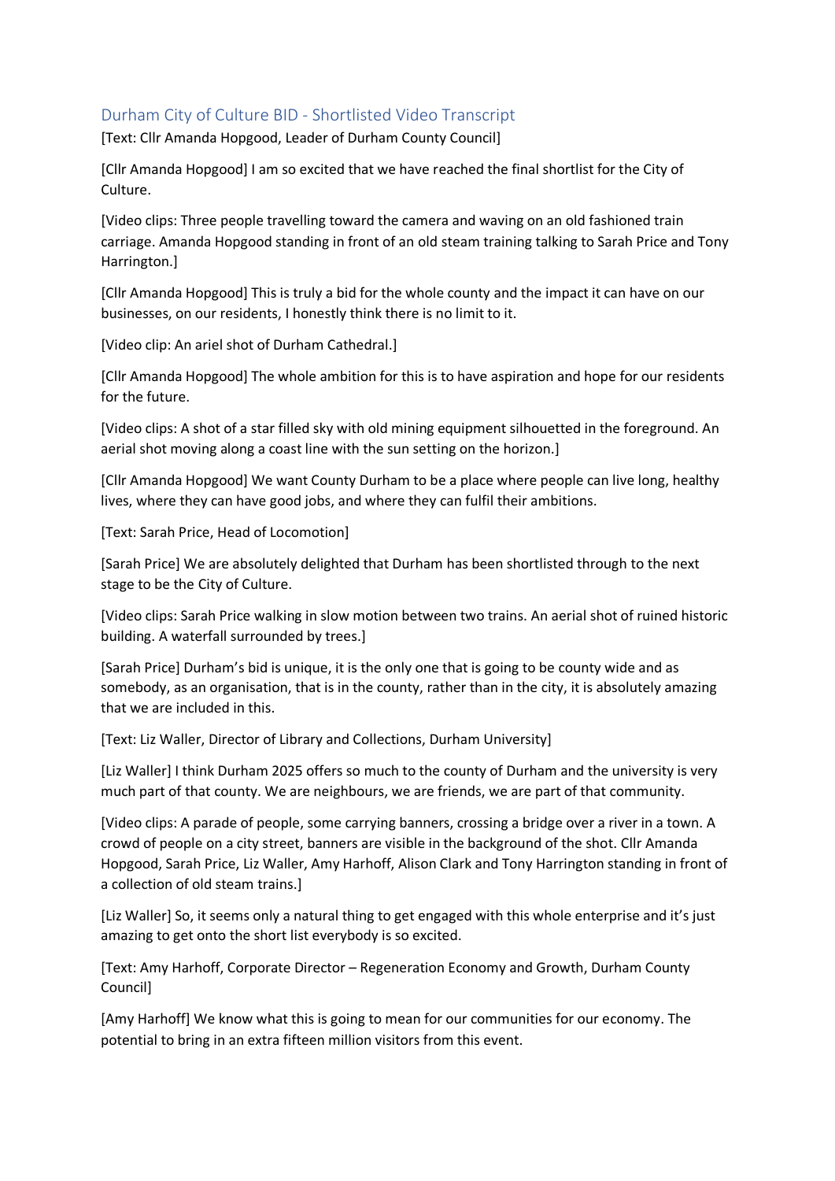## Durham City of Culture BID - Shortlisted Video Transcript

[Text: Cllr Amanda Hopgood, Leader of Durham County Council]

[Cllr Amanda Hopgood] I am so excited that we have reached the final shortlist for the City of Culture.

[Video clips: Three people travelling toward the camera and waving on an old fashioned train carriage. Amanda Hopgood standing in front of an old steam training talking to Sarah Price and Tony Harrington.]

[Cllr Amanda Hopgood] This is truly a bid for the whole county and the impact it can have on our businesses, on our residents, I honestly think there is no limit to it.

[Video clip: An ariel shot of Durham Cathedral.]

[Cllr Amanda Hopgood] The whole ambition for this is to have aspiration and hope for our residents for the future.

[Video clips: A shot of a star filled sky with old mining equipment silhouetted in the foreground. An aerial shot moving along a coast line with the sun setting on the horizon.]

[Cllr Amanda Hopgood] We want County Durham to be a place where people can live long, healthy lives, where they can have good jobs, and where they can fulfil their ambitions.

[Text: Sarah Price, Head of Locomotion]

[Sarah Price] We are absolutely delighted that Durham has been shortlisted through to the next stage to be the City of Culture.

[Video clips: Sarah Price walking in slow motion between two trains. An aerial shot of ruined historic building. A waterfall surrounded by trees.]

[Sarah Price] Durham's bid is unique, it is the only one that is going to be county wide and as somebody, as an organisation, that is in the county, rather than in the city, it is absolutely amazing that we are included in this.

[Text: Liz Waller, Director of Library and Collections, Durham University]

[Liz Waller] I think Durham 2025 offers so much to the county of Durham and the university is very much part of that county. We are neighbours, we are friends, we are part of that community.

[Video clips: A parade of people, some carrying banners, crossing a bridge over a river in a town. A crowd of people on a city street, banners are visible in the background of the shot. Cllr Amanda Hopgood, Sarah Price, Liz Waller, Amy Harhoff, Alison Clark and Tony Harrington standing in front of a collection of old steam trains.]

[Liz Waller] So, it seems only a natural thing to get engaged with this whole enterprise and it's just amazing to get onto the short list everybody is so excited.

[Text: Amy Harhoff, Corporate Director – Regeneration Economy and Growth, Durham County Council]

[Amy Harhoff] We know what this is going to mean for our communities for our economy. The potential to bring in an extra fifteen million visitors from this event.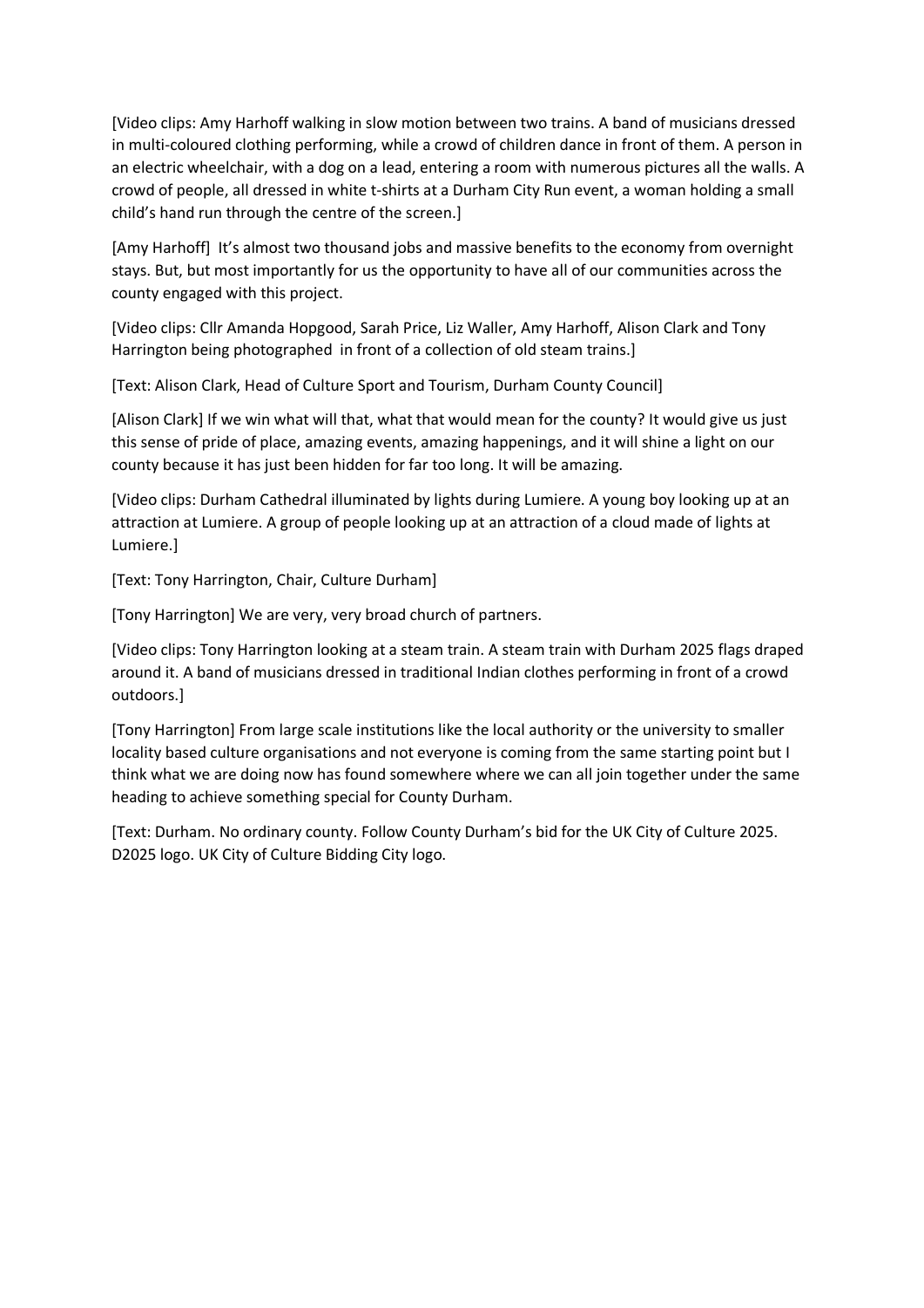[Video clips: Amy Harhoff walking in slow motion between two trains. A band of musicians dressed in multi-coloured clothing performing, while a crowd of children dance in front of them. A person in an electric wheelchair, with a dog on a lead, entering a room with numerous pictures all the walls. A crowd of people, all dressed in white t-shirts at a Durham City Run event, a woman holding a small child's hand run through the centre of the screen.]

[Amy Harhoff] It's almost two thousand jobs and massive benefits to the economy from overnight stays. But, but most importantly for us the opportunity to have all of our communities across the county engaged with this project.

[Video clips: Cllr Amanda Hopgood, Sarah Price, Liz Waller, Amy Harhoff, Alison Clark and Tony Harrington being photographed in front of a collection of old steam trains.]

[Text: Alison Clark, Head of Culture Sport and Tourism, Durham County Council]

[Alison Clark] If we win what will that, what that would mean for the county? It would give us just this sense of pride of place, amazing events, amazing happenings, and it will shine a light on our county because it has just been hidden for far too long. It will be amazing.

[Video clips: Durham Cathedral illuminated by lights during Lumiere. A young boy looking up at an attraction at Lumiere. A group of people looking up at an attraction of a cloud made of lights at Lumiere.]

[Text: Tony Harrington, Chair, Culture Durham]

[Tony Harrington] We are very, very broad church of partners.

[Video clips: Tony Harrington looking at a steam train. A steam train with Durham 2025 flags draped around it. A band of musicians dressed in traditional Indian clothes performing in front of a crowd outdoors.]

[Tony Harrington] From large scale institutions like the local authority or the university to smaller locality based culture organisations and not everyone is coming from the same starting point but I think what we are doing now has found somewhere where we can all join together under the same heading to achieve something special for County Durham.

[Text: Durham. No ordinary county. Follow County Durham's bid for the UK City of Culture 2025. D2025 logo. UK City of Culture Bidding City logo.